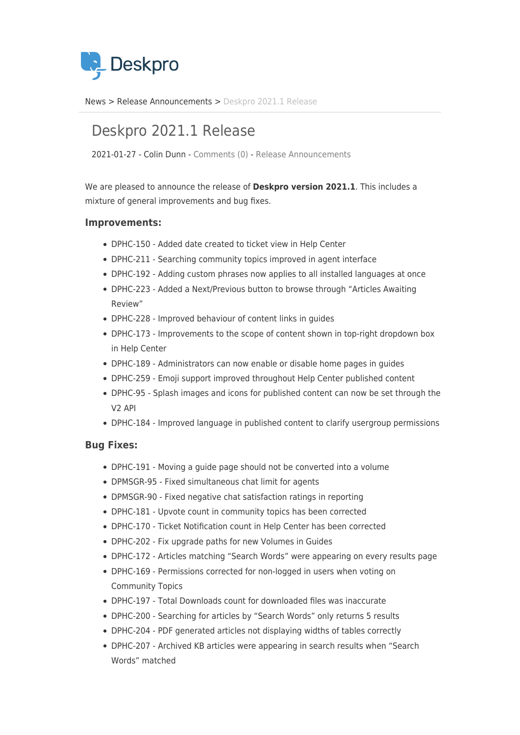Deskpro

News > Release Announcements > Deskpro 2021.1 Release

# Deskpro 2021.1 Release

2021-01-27 - Colin Dunn - Comments (0) - Release Announcements

We are pleased to announce the release of **Deskpro version 2021.1**. This includes a mixture of general improvements and bug fixes.

### Improvements:

- DPHC-150 - Added date created to ticket view in Help Center
- DPHC-211 - Searching community topics improved in agent interface
- DPHC-192 - Adding custom phrases now applies to all installed languages at once
- DPHC-223 - Added a Next/Previous button to browse through "Articles Awaiting Review"
- DPHC-228 - Improved behaviour of content links in guides
- DPHC-173 - Improvements to the scope of content shown in top-right dropdown box in Help Center
- DPHC-189 - Administrators can now enable or disable home pages in guides
- DPHC-259 - Emoji support improved throughout Help Center published content
- DPHC-95 - Splash images and icons for published content can now be set through the V2 API
- DPHC-184 - Improved language in published content to clarify usergroup permissions

### Bug Fixes:

- DPHC-191 - Moving a guide page should not be converted into a volume
- DPMSGR-95 - Fixed simultaneous chat limit for agents
- DPMSGR-90 - Fixed negative chat satisfaction ratings in reporting
- DPHC-181 - Upvote count in community topics has been corrected
- DPHC-170 - Ticket Notification count in Help Center has been corrected
- DPHC-202 - Fix upgrade paths for new Volumes in Guides
- DPHC-172 - Articles matching "Search Words" were appearing on every results page
- DPHC-169 - Permissions corrected for non-logged in users when voting on Community Topics
- DPHC-197 - Total Downloads count for downloaded files was inaccurate
- DPHC-200 - Searching for articles by "Search Words" only returns 5 results
- DPHC-204 - PDF generated articles not displaying widths of tables correctly
- DPHC-207 - Archived KB articles were appearing in search results when "Search Words" matched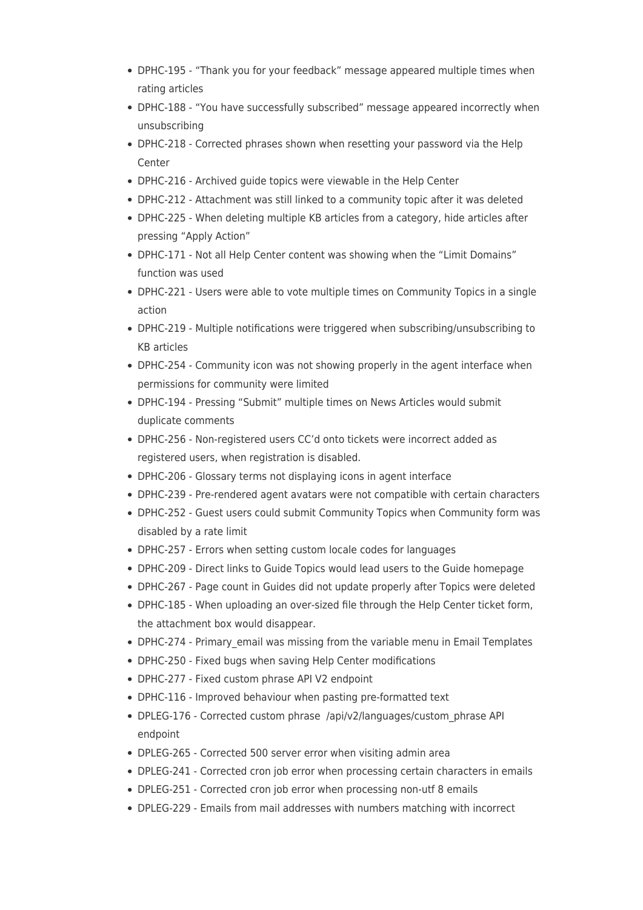- DPHC-195 - “Thank you for your feedback” message appeared multiple times when rating articles
- DPHC-188 - “You have successfully subscribed” message appeared incorrectly when unsubscribing
- DPHC-218 - Corrected phrases shown when resetting your password via the Help Center
- DPHC-216 - Archived guide topics were viewable in the Help Center
- DPHC-212 - Attachment was still linked to a community topic after it was deleted
- DPHC-225 - When deleting multiple KB articles from a category, hide articles after pressing “Apply Action”
- DPHC-171 - Not all Help Center content was showing when the “Limit Domains” function was used
- DPHC-221 - Users were able to vote multiple times on Community Topics in a single action
- DPHC-219 - Multiple notifications were triggered when subscribing/unsubscribing to KB articles
- DPHC-254 - Community icon was not showing properly in the agent interface when permissions for community were limited
- DPHC-194 - Pressing “Submit” multiple times on News Articles would submit duplicate comments
- DPHC-256 - Non-registered users CC’d onto tickets were incorrect added as registered users, when registration is disabled.
- DPHC-206 - Glossary terms not displaying icons in agent interface
- DPHC-239 - Pre-rendered agent avatars were not compatible with certain characters
- DPHC-252 - Guest users could submit Community Topics when Community form was disabled by a rate limit
- DPHC-257 - Errors when setting custom locale codes for languages
- DPHC-209 - Direct links to Guide Topics would lead users to the Guide homepage
- DPHC-267 - Page count in Guides did not update properly after Topics were deleted
- DPHC-185 - When uploading an over-sized file through the Help Center ticket form, the attachment box would disappear.
- DPHC-274 - Primary_email was missing from the variable menu in Email Templates
- DPHC-250 - Fixed bugs when saving Help Center modifications
- DPHC-277 - Fixed custom phrase API V2 endpoint
- DPHC-116 - Improved behaviour when pasting pre-formatted text
- DPLEG-176 - Corrected custom phrase /api/v2/languages/custom_phrase API endpoint
- DPLEG-265 - Corrected 500 server error when visiting admin area
- DPLEG-241 - Corrected cron job error when processing certain characters in emails
- DPLEG-251 - Corrected cron job error when processing non-utf 8 emails
- DPLEG-229 - Emails from mail addresses with numbers matching with incorrect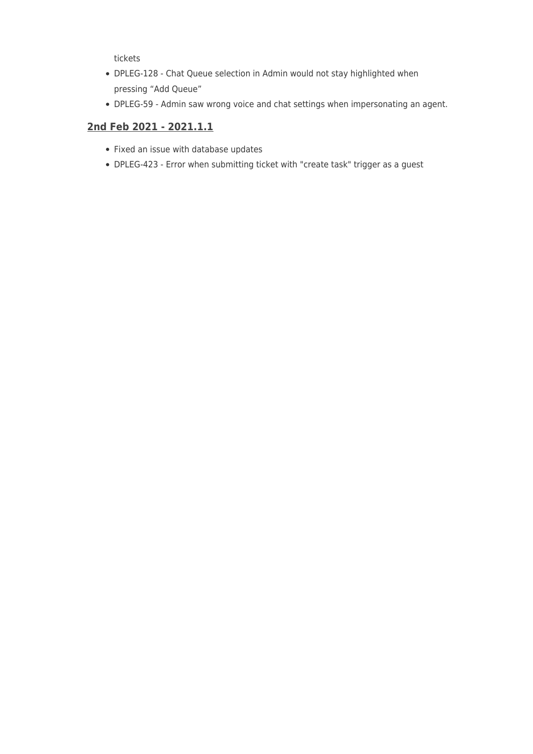tickets

- DPLEG-128 - Chat Queue selection in Admin would not stay highlighted when pressing “Add Queue”
- DPLEG-59 - Admin saw wrong voice and chat settings when impersonating an agent.

## 2nd Feb 2021 - 2021.1.1

- Fixed an issue with database updates
- DPLEG-423 - Error when submitting ticket with "create task" trigger as a guest